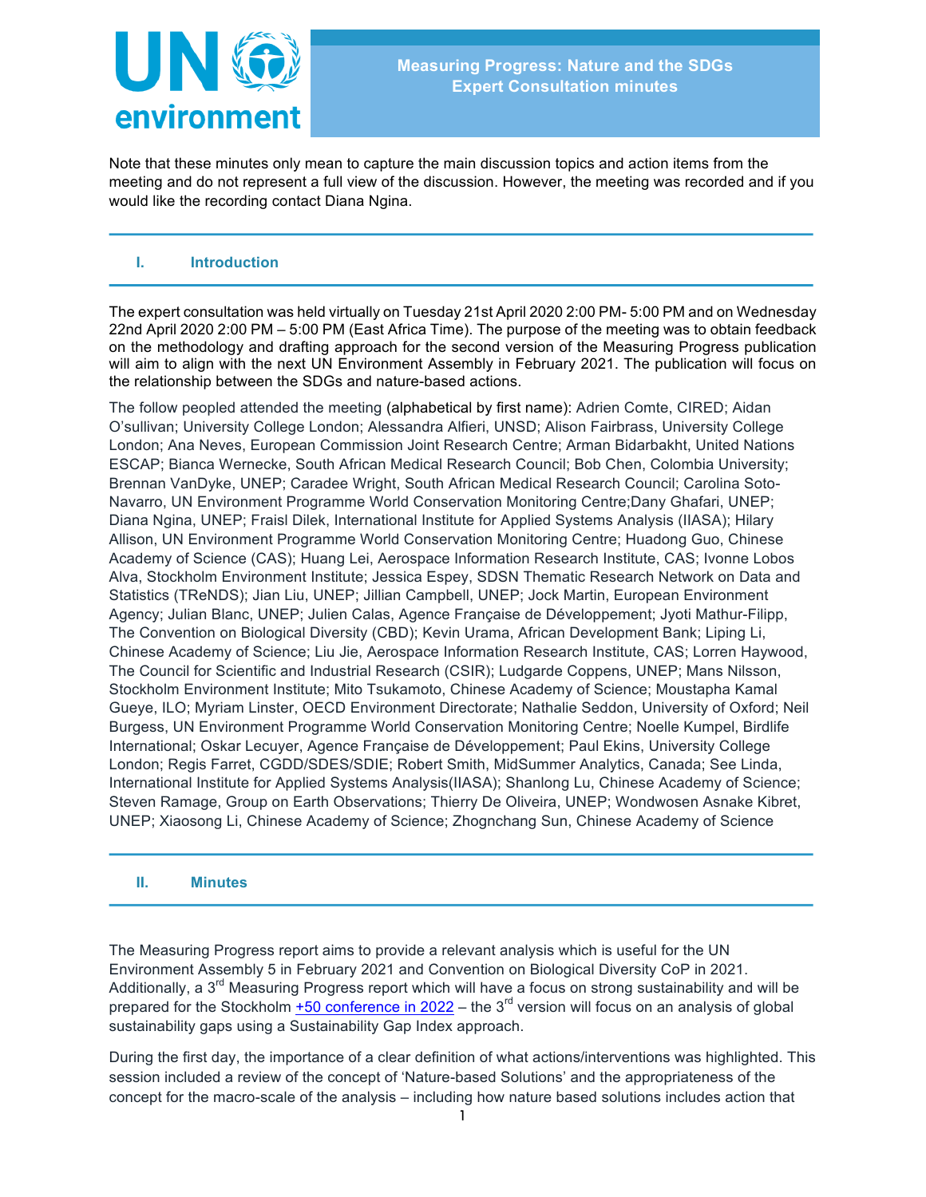# Measuring Progress: Nature and the SDGs Expert Consultation minutes

Note that these minutes only mean to capture the main discussion topics and action items from the meeting and do not represent a full view of the discussion. However, the meeting was recorded and if you would like the recording contact Diana Ngina.

## I. Introduction

The expert consultation was held virtually on Tuesday 21st April 2020 2:00 PM- 5:00 PM and on Wednesday 22nd April 2020 2:00 PM – 5:00 PM (East Africa Time). The purpose of the meeting was to obtain feedback on the methodology and drafting approach for the second version of the Measuring Progress publication will aim to align with the next UN Environment Assembly in February 2021. The publication will focus on the relationship between the SDGs and nature-based actions.

The follow peopled attended the meeting (alphabetical by first name): Adrien Comte, CIRED; Aidan O'sullivan; University College London; Alessandra Alfieri, UNSD; Alison Fairbrass, University College London; Ana Neves, European Commission Joint Research Centre; Arman Bidarbakht, United Nations ESCAP; Bianca Wernecke, South African Medical Research Council; Bob Chen, Colombia University; Brennan VanDyke, UNEP; Caradee Wright, South African Medical Research Council; Carolina Soto-Navarro, UN Environment Programme World Conservation Monitoring Centre;Dany Ghafari, UNEP; Diana Ngina, UNEP; Fraisl Dilek, International Institute for Applied Systems Analysis (IIASA); Hilary Allison, UN Environment Programme World Conservation Monitoring Centre; Huadong Guo, Chinese Academy of Science (CAS); Huang Lei, Aerospace Information Research Institute, CAS; Ivonne Lobos Alva, Stockholm Environment Institute; Jessica Espey, SDSN Thematic Research Network on Data and Statistics (TReNDS); Jian Liu, UNEP; Jillian Campbell, UNEP; Jock Martin, European Environment Agency; Julian Blanc, UNEP; Julien Calas, Agence Française de Développement; Jyoti Mathur-Filipp, The Convention on Biological Diversity (CBD); Kevin Urama, African Development Bank; Liping Li, Chinese Academy of Science; Liu Jie, Aerospace Information Research Institute, CAS; Lorren Haywood, The Council for Scientific and Industrial Research (CSIR); Ludgarde Coppens, UNEP; Mans Nilsson, Stockholm Environment Institute; Mito Tsukamoto, Chinese Academy of Science; Moustapha Kamal Gueye, ILO; Myriam Linster, OECD Environment Directorate; Nathalie Seddon, University of Oxford; Neil Burgess, UN Environment Programme World Conservation Monitoring Centre; Noelle Kumpel, Birdlife International; Oskar Lecuyer, Agence Française de Développement; Paul Ekins, University College London; Regis Farret, CGDD/SDES/SDIE; Robert Smith, MidSummer Analytics, Canada; See Linda, International Institute for Applied Systems Analysis(IIASA); Shanlong Lu, Chinese Academy of Science; Steven Ramage, Group on Earth Observations; Thierry De Oliveira, UNEP; Wondwosen Asnake Kibret, UNEP; Xiaosong Li, Chinese Academy of Science; Zhognchang Sun, Chinese Academy of Science

## II. Minutes

The Measuring Progress report aims to provide a relevant analysis which is useful for the UN Environment Assembly 5 in February 2021 and Convention on Biological Diversity CoP in 2021. Additionally, a 3rd Measuring Progress report which will have a focus on strong sustainability and will be prepared for the Stockholm +50 conference in 2022 – the 3rd version will focus on an analysis of global sustainability gaps using a Sustainability Gap Index approach.

During the first day, the importance of a clear definition of what actions/interventions was highlighted. This session included a review of the concept of 'Nature-based Solutions' and the appropriateness of the concept for the macro-scale of the analysis – including how nature based solutions includes action that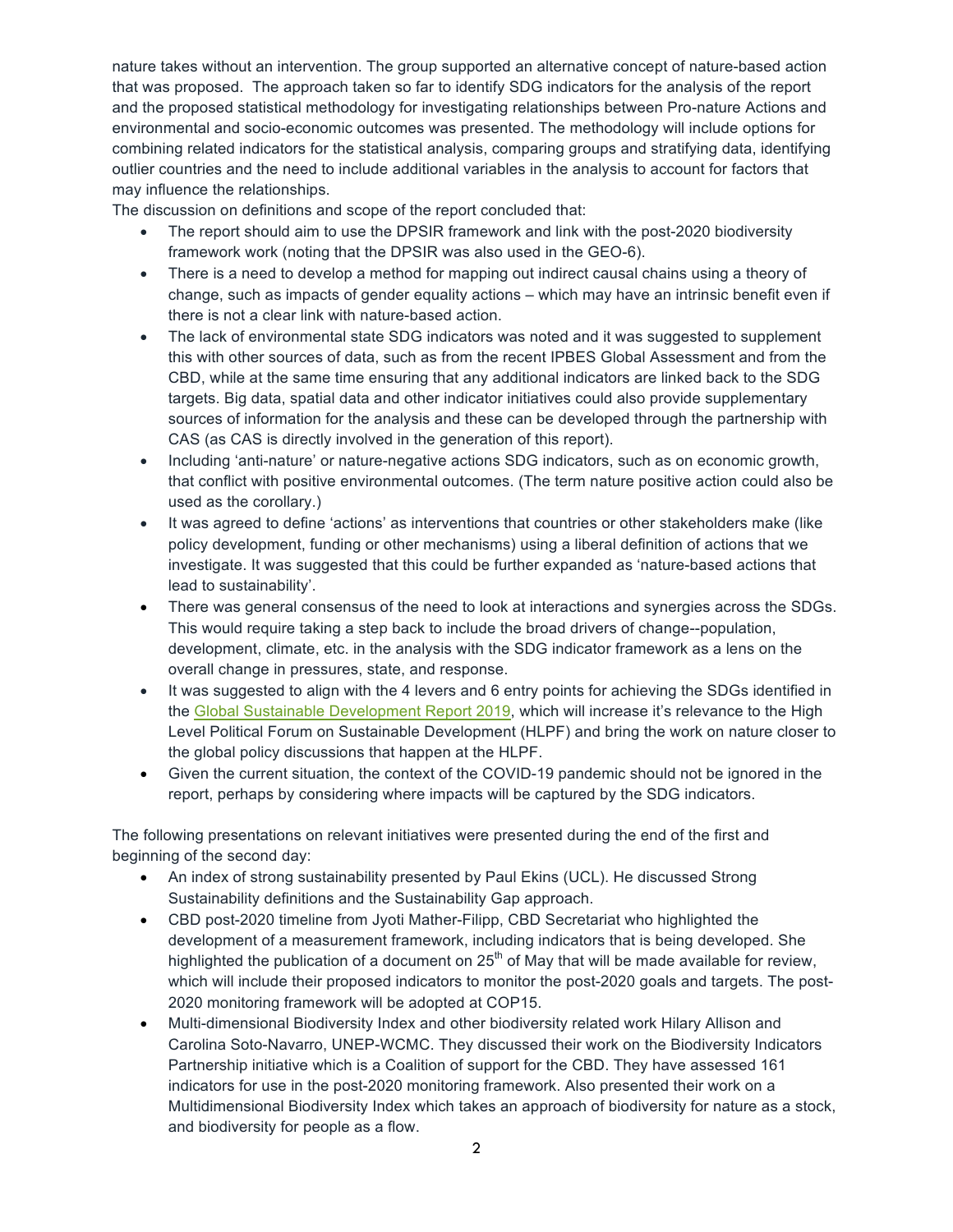nature takes without an intervention. The group supported an alternative concept of nature-based action that was proposed. The approach taken so far to identify SDG indicators for the analysis of the report and the proposed statistical methodology for investigating relationships between Pro-nature Actions and environmental and socio-economic outcomes was presented. The methodology will include options for combining related indicators for the statistical analysis, comparing groups and stratifying data, identifying outlier countries and the need to include additional variables in the analysis to account for factors that may influence the relationships.

The discussion on definitions and scope of the report concluded that:

- The report should aim to use the DPSIR framework and link with the post-2020 biodiversity framework work (noting that the DPSIR was also used in the GEO-6).
- There is a need to develop a method for mapping out indirect causal chains using a theory of change, such as impacts of gender equality actions – which may have an intrinsic benefit even if there is not a clear link with nature-based action.
- The lack of environmental state SDG indicators was noted and it was suggested to supplement this with other sources of data, such as from the recent IPBES Global Assessment and from the CBD, while at the same time ensuring that any additional indicators are linked back to the SDG targets. Big data, spatial data and other indicator initiatives could also provide supplementary sources of information for the analysis and these can be developed through the partnership with CAS (as CAS is directly involved in the generation of this report).
- Including 'anti-nature' or nature-negative actions SDG indicators, such as on economic growth, that conflict with positive environmental outcomes. (The term nature positive action could also be used as the corollary.)
- It was agreed to define 'actions' as interventions that countries or other stakeholders make (like policy development, funding or other mechanisms) using a liberal definition of actions that we investigate. It was suggested that this could be further expanded as 'nature-based actions that lead to sustainability'.
- There was general consensus of the need to look at interactions and synergies across the SDGs. This would require taking a step back to include the broad drivers of change--population, development, climate, etc. in the analysis with the SDG indicator framework as a lens on the overall change in pressures, state, and response.
- It was suggested to align with the 4 levers and 6 entry points for achieving the SDGs identified in the Global Sustainable Development Report 2019, which will increase it's relevance to the High Level Political Forum on Sustainable Development (HLPF) and bring the work on nature closer to the global policy discussions that happen at the HLPF.
- Given the current situation, the context of the COVID-19 pandemic should not be ignored in the report, perhaps by considering where impacts will be captured by the SDG indicators.

The following presentations on relevant initiatives were presented during the end of the first and beginning of the second day:

- An index of strong sustainability presented by Paul Ekins (UCL). He discussed Strong Sustainability definitions and the Sustainability Gap approach.
- CBD post-2020 timeline from Jyoti Mather-Filipp, CBD Secretariat who highlighted the development of a measurement framework, including indicators that is being developed. She highlighted the publication of a document on 25th of May that will be made available for review, which will include their proposed indicators to monitor the post-2020 goals and targets. The post-2020 monitoring framework will be adopted at COP15.
- Multi-dimensional Biodiversity Index and other biodiversity related work Hilary Allison and Carolina Soto-Navarro, UNEP-WCMC. They discussed their work on the Biodiversity Indicators Partnership initiative which is a Coalition of support for the CBD. They have assessed 161 indicators for use in the post-2020 monitoring framework. Also presented their work on a Multidimensional Biodiversity Index which takes an approach of biodiversity for nature as a stock, and biodiversity for people as a flow.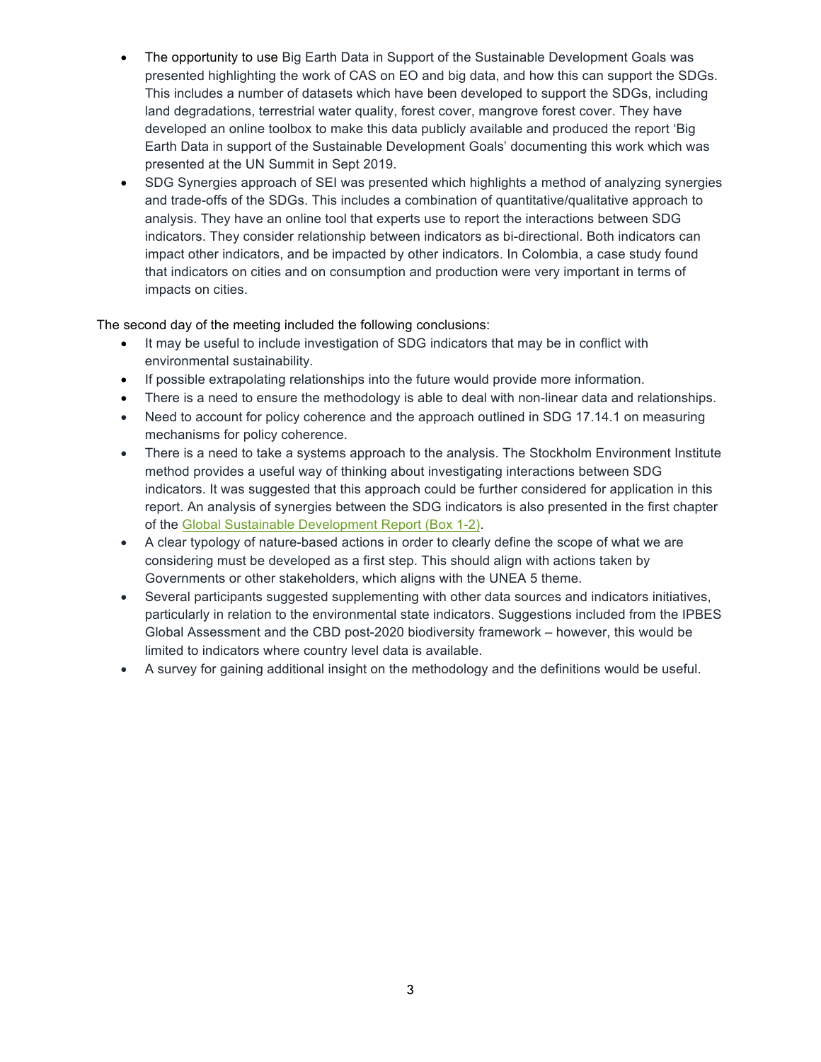- The opportunity to use Big Earth Data in Support of the Sustainable Development Goals was presented highlighting the work of CAS on EO and big data, and how this can support the SDGs. This includes a number of datasets which have been developed to support the SDGs, including land degradations, terrestrial water quality, forest cover, mangrove forest cover. They have developed an online toolbox to make this data publicly available and produced the report 'Big Earth Data in support of the Sustainable Development Goals' documenting this work which was presented at the UN Summit in Sept 2019.
- SDG Synergies approach of SEI was presented which highlights a method of analyzing synergies and trade-offs of the SDGs. This includes a combination of quantitative/qualitative approach to analysis. They have an online tool that experts use to report the interactions between SDG indicators. They consider relationship between indicators as bi-directional. Both indicators can impact other indicators, and be impacted by other indicators. In Colombia, a case study found that indicators on cities and on consumption and production were very important in terms of impacts on cities.

The second day of the meeting included the following conclusions:

- It may be useful to include investigation of SDG indicators that may be in conflict with environmental sustainability.
- If possible extrapolating relationships into the future would provide more information.
- There is a need to ensure the methodology is able to deal with non-linear data and relationships.
- Need to account for policy coherence and the approach outlined in SDG 17.14.1 on measuring mechanisms for policy coherence.
- There is a need to take a systems approach to the analysis. The Stockholm Environment Institute method provides a useful way of thinking about investigating interactions between SDG indicators. It was suggested that this approach could be further considered for application in this report. An analysis of synergies between the SDG indicators is also presented in the first chapter of the Global Sustainable Development Report (Box 1-2).
- A clear typology of nature-based actions in order to clearly define the scope of what we are considering must be developed as a first step. This should align with actions taken by Governments or other stakeholders, which aligns with the UNEA 5 theme.
- Several participants suggested supplementing with other data sources and indicators initiatives, particularly in relation to the environmental state indicators. Suggestions included from the IPBES Global Assessment and the CBD post-2020 biodiversity framework – however, this would be limited to indicators where country level data is available.
- A survey for gaining additional insight on the methodology and the definitions would be useful.